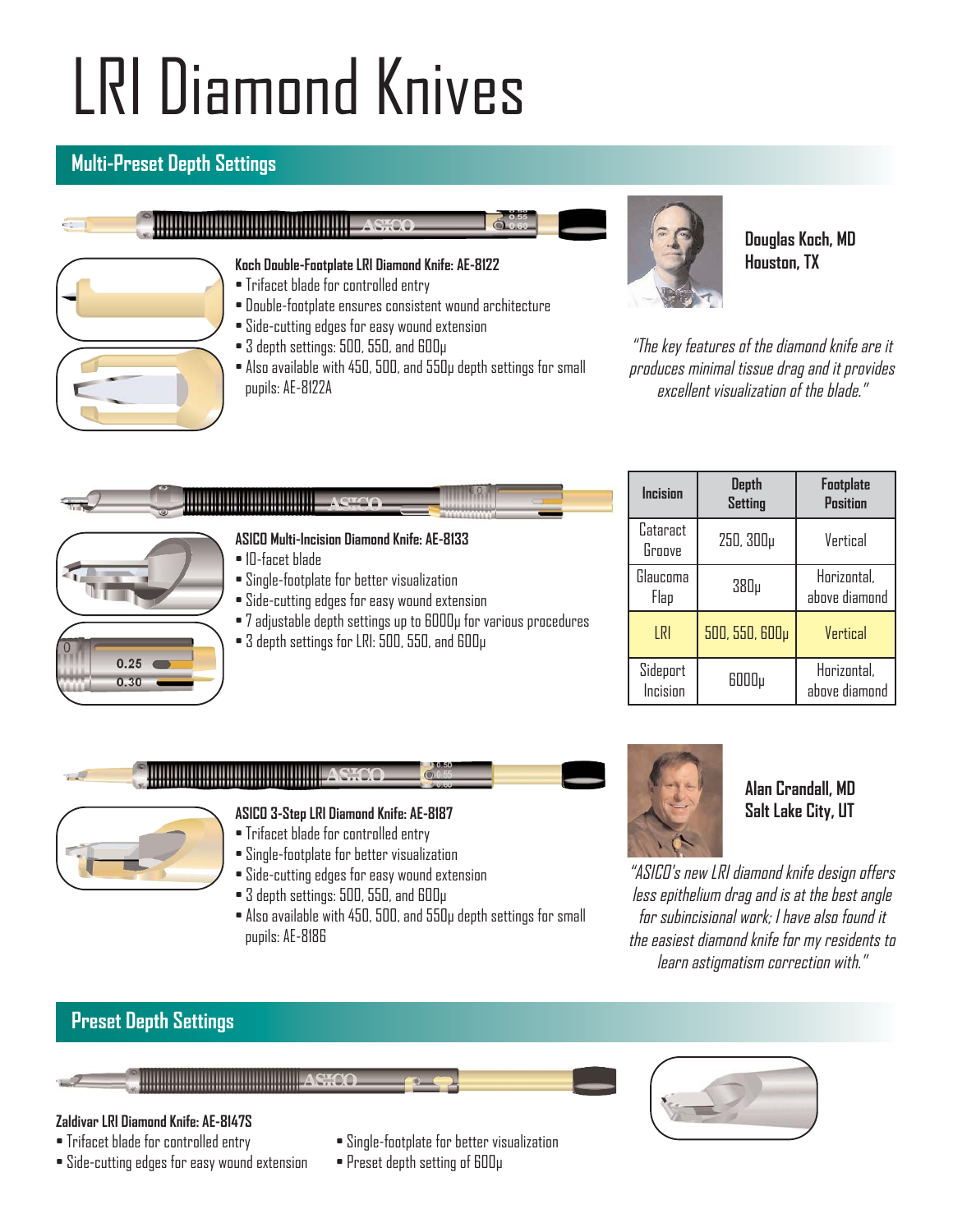# LRI Diamond Knives

## Multi-Preset Depth Settings

**Koch Double-Footplate LRI Diamond Knife: AE-8122**
- Trifacet blade for controlled entry
- Double-footplate ensures consistent wound architecture
- Side-cutting edges for easy wound extension
- 3 depth settings: 500, 550, and 600µ
- Also available with 450, 500, and 550µ depth settings for small pupils: AE-8122A

**Douglas Koch, MD**
**Houston, TX**

*"The key features of the diamond knife are it produces minimal tissue drag and it provides excellent visualization of the blade."*

**ASICO Multi-Incision Diamond Knife: AE-8133**
- 10-facet blade
- Single-footplate for better visualization
- Side-cutting edges for easy wound extension
- 7 adjustable depth settings up to 6000µ for various procedures
- 3 depth settings for LRI: 500, 550, and 600µ

| Incision | Depth Setting | Footplate Position |
| --- | --- | --- |
| Cataract Groove | 250, 300µ | Vertical |
| Glaucoma Flap | 380µ | Horizontal, above diamond |
| LRI | 500, 550, 600µ | Vertical |
| Sideport Incision | 6000µ | Horizontal, above diamond |

**ASICO 3-Step LRI Diamond Knife: AE-8187**
- Trifacet blade for controlled entry
- Single-footplate for better visualization
- Side-cutting edges for easy wound extension
- 3 depth settings: 500, 550, and 600µ
- Also available with 450, 500, and 550µ depth settings for small pupils: AE-8186

**Alan Crandall, MD**
**Salt Lake City, UT**

*"ASICO's new LRI diamond knife design offers less epithelium drag and is at the best angle for subincisional work; I have also found it the easiest diamond knife for my residents to learn astigmatism correction with."*

## Preset Depth Settings

**Zaldivar LRI Diamond Knife: AE-8147S**
- Trifacet blade for controlled entry
- Side-cutting edges for easy wound extension
- Single-footplate for better visualization
- Preset depth setting of 600µ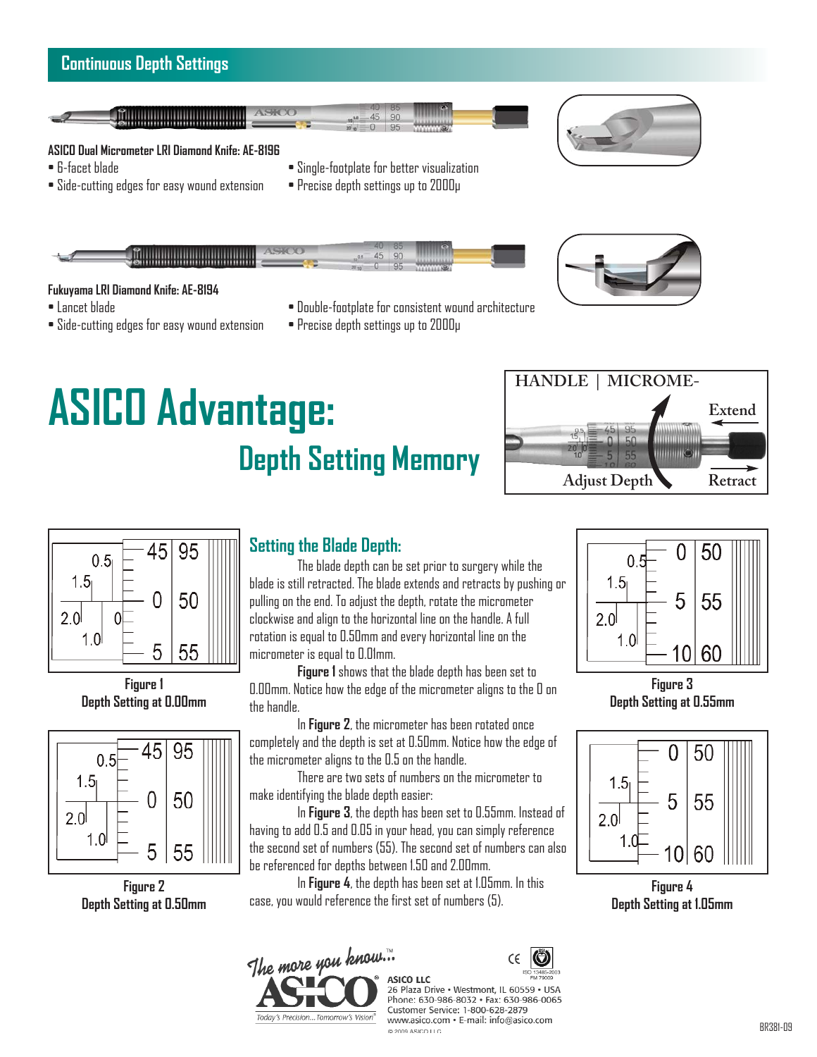## Continuous Depth Settings

**ASICO Dual Micrometer LRI Diamond Knife: AE-8196**

- 6-facet blade
- Side-cutting edges for easy wound extension
- Single-footplate for better visualization
- Precise depth settings up to 2000μ

**Fukuyama LRI Diamond Knife: AE-8194**

- Lancet blade
- Side-cutting edges for easy wound extension
- Double-footplate for consistent wound architecture
- Precise depth settings up to 2000μ

# ASICO Advantage:

## Depth Setting Memory

HANDLE | MICROME-

Extend

Adjust Depth

Retract

### Setting the Blade Depth:

The blade depth can be set prior to surgery while the blade is still retracted. The blade extends and retracts by pushing or pulling on the end. To adjust the depth, rotate the micrometer clockwise and align to the horizontal line on the handle. A full rotation is equal to 0.50mm and every horizontal line on the micrometer is equal to 0.01mm.

**Figure 1** shows that the blade depth has been set to 0.00mm. Notice how the edge of the micrometer aligns to the 0 on the handle.

In **Figure 2**, the micrometer has been rotated once completely and the depth is set at 0.50mm. Notice how the edge of the micrometer aligns to the 0.5 on the handle.

There are two sets of numbers on the micrometer to make identifying the blade depth easier:

In **Figure 3**, the depth has been set to 0.55mm. Instead of having to add 0.5 and 0.05 in your head, you can simply reference the second set of numbers (55). The second set of numbers can also be referenced for depths between 1.50 and 2.00mm.

In **Figure 4**, the depth has been set at 1.05mm. In this case, you would reference the first set of numbers (5).

0.5
1.5
2.0
1.0
0
45 95
0 50
5 55

**Figure 1**
**Depth Setting at 0.00mm**

0.5
1.5
2.0
1.0
45 95
0 50
5 55

**Figure 2**
**Depth Setting at 0.50mm**

0.5
1.5
2.0
1.0
0 50
5 55
10 60

**Figure 3**
**Depth Setting at 0.55mm**

1.5
2.0
1.0
0 50
5 55
10 60

**Figure 4**
**Depth Setting at 1.05mm**

The more you know...™

ASICO®

Today's Precision...Tomorrow's Vision®

ASICO LLC
26 Plaza Drive • Westmont, IL 60559 • USA
Phone: 630-986-8032 • Fax: 630-986-0065
Customer Service: 1-800-628-2879
www.asico.com • E-mail: info@asico.com
© 2009 ASICO LLC

ISO 13485:2003
FM 79009

BR381-09